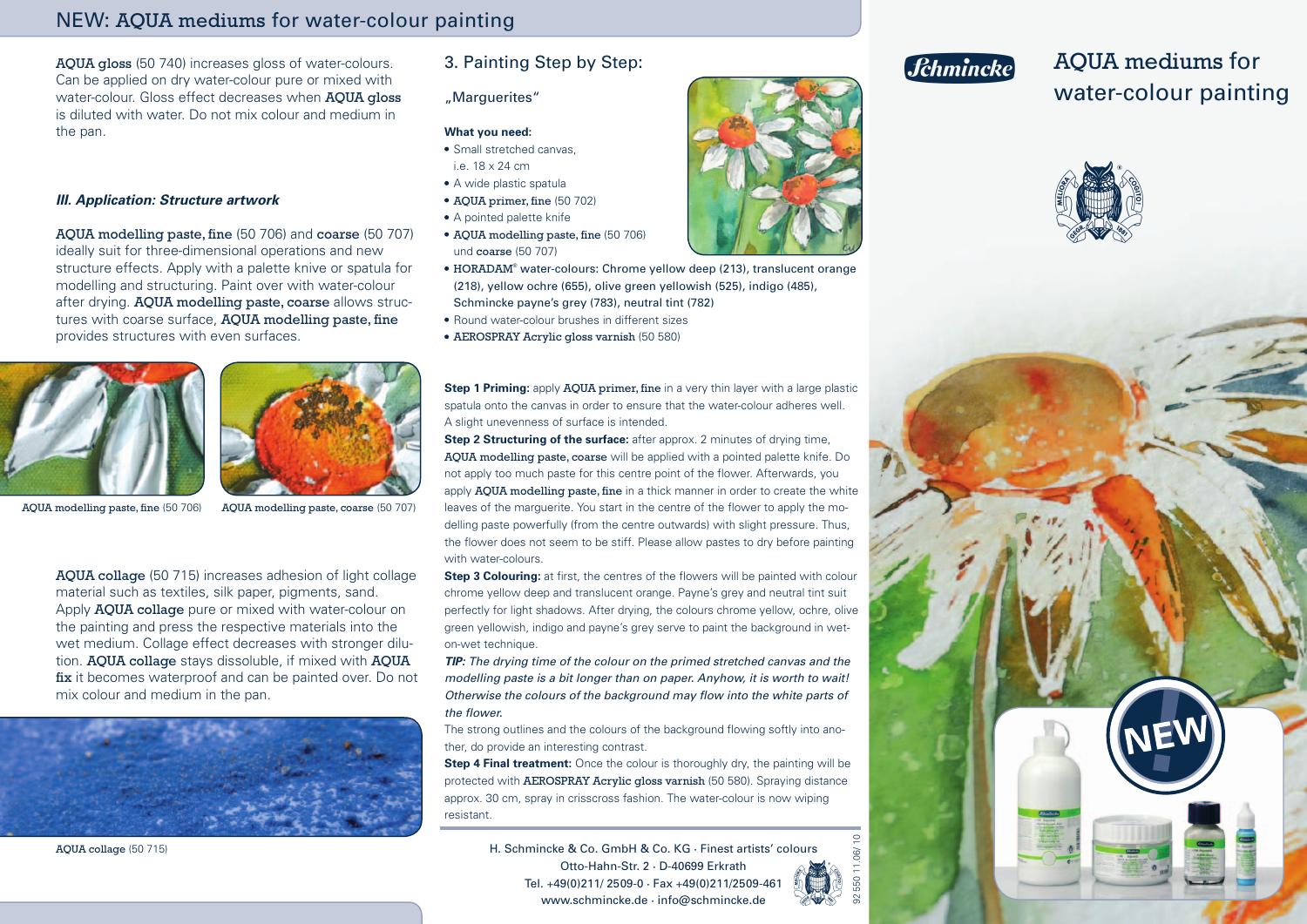# NEW: AQUA mediums for water-colour painting

**AQUA gloss** (50 740) increases gloss of water-colours. Can be applied on dry water-colour pure or mixed with water-colour. Gloss effect decreases when **AQUA gloss** is diluted with water. Do not mix colour and medium in the pan.

### *III. Application: Structure artwork*

**AQUA modelling paste, fine** (50 706) and **coarse** (50 707) ideally suit for three-dimensional operations and new structure effects. Apply with a palette knive or spatula for modelling and structuring. Paint over with water-colour after drying. **AQUA modelling paste, coarse** allows structures with coarse surface, **AQUA modelling paste, fine** provides structures with even surfaces.

**AQUA modelling paste, fine** (50 706)

**AQUA modelling paste, coarse** (50 707)

**AQUA collage** (50 715) increases adhesion of light collage material such as textiles, silk paper, pigments, sand. Apply **AQUA collage** pure or mixed with water-colour on the painting and press the respective materials into the wet medium. Collage effect decreases with stronger dilution. **AQUA collage** stays dissoluble, if mixed with **AQUA fix** it becomes waterproof and can be painted over. Do not mix colour and medium in the pan.

**AQUA collage** (50 715)

## 3. Painting Step by Step:

„Marguerites"

**What you need:**

- Small stretched canvas, i.e. 18 x 24 cm
- A wide plastic spatula
- **AQUA primer, fine** (50 702)
- A pointed palette knife
- **AQUA modelling paste, fine** (50 706) und **coarse** (50 707)
- **HORADAM**® water-colours: Chrome yellow deep (213), translucent orange (218), yellow ochre (655), olive green yellowish (525), indigo (485), Schmincke payne's grey (783), neutral tint (782)
- Round water-colour brushes in different sizes
- **AEROSPRAY Acrylic gloss varnish** (50 580)

**Step 1 Priming:** apply **AQUA primer, fine** in a very thin layer with a large plastic spatula onto the canvas in order to ensure that the water-colour adheres well. A slight unevenness of surface is intended.

**Step 2 Structuring of the surface:** after approx. 2 minutes of drying time, **AQUA modelling paste, coarse** will be applied with a pointed palette knife. Do not apply too much paste for this centre point of the flower. Afterwards, you apply **AQUA modelling paste, fine** in a thick manner in order to create the white leaves of the marguerite. You start in the centre of the flower to apply the modelling paste powerfully (from the centre outwards) with slight pressure. Thus, the flower does not seem to be stiff. Please allow pastes to dry before painting with water-colours.

**Step 3 Colouring:** at first, the centres of the flowers will be painted with colour chrome yellow deep and translucent orange. Payne's grey and neutral tint suit perfectly for light shadows. After drying, the colours chrome yellow, ochre, olive green yellowish, indigo and payne's grey serve to paint the background in wet-on-wet technique.

***TIP:*** *The drying time of the colour on the primed stretched canvas and the modelling paste is a bit longer than on paper. Anyhow, it is worth to wait! Otherwise the colours of the background may flow into the white parts of the flower.*

The strong outlines and the colours of the background flowing softly into another, do provide an interesting contrast.

**Step 4 Final treatment:** Once the colour is thoroughly dry, the painting will be protected with **AEROSPRAY Acrylic gloss varnish** (50 580). Spraying distance approx. 30 cm, spray in crisscross fashion. The water-colour is now wiping resistant.

H. Schmincke & Co. GmbH & Co. KG · Finest artists' colours
Otto-Hahn-Str. 2 · D-40699 Erkrath
Tel. +49(0)211/ 2509-0 · Fax +49(0)211/2509-461
www.schmincke.de · info@schmincke.de

92 550 11.06/ 10

# AQUA mediums for water-colour painting

NEW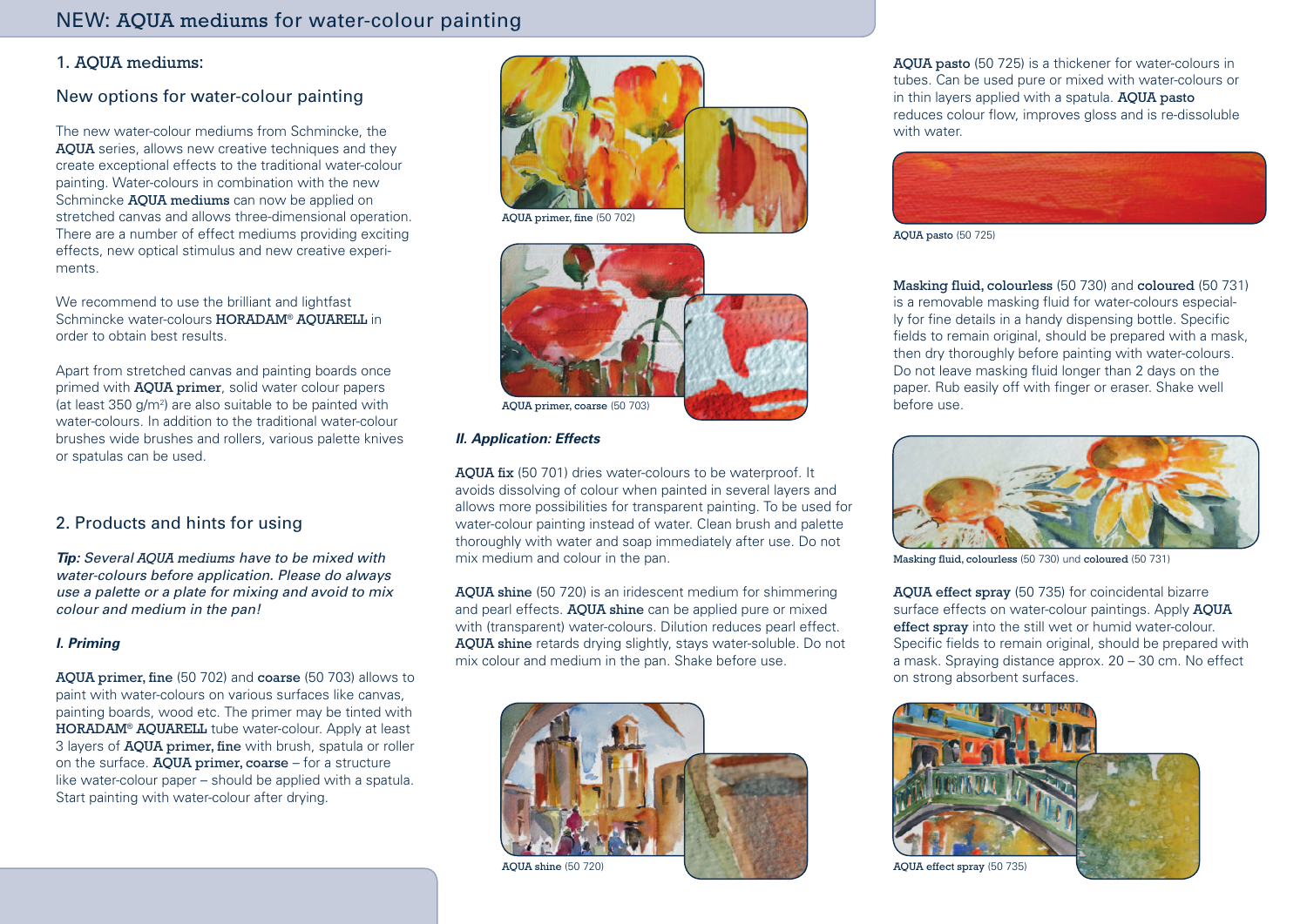# NEW: AQUA mediums for water-colour painting

## 1. AQUA mediums:

## New options for water-colour painting

The new water-colour mediums from Schmincke, the **AQUA** series, allows new creative techniques and they create exceptional effects to the traditional water-colour painting. Water-colours in combination with the new Schmincke **AQUA mediums** can now be applied on stretched canvas and allows three-dimensional operation. There are a number of effect mediums providing exciting effects, new optical stimulus and new creative experi­ments.

We recommend to use the brilliant and lightfast Schmincke water-colours **HORADAM® AQUARELL** in order to obtain best results.

Apart from stretched canvas and painting boards once primed with **AQUA primer**, solid water colour papers (at least 350 g/m²) are also suitable to be painted with water-colours. In addition to the traditional water-colour brushes wide brushes and rollers, various palette knives or spatulas can be used.

## 2. Products and hints for using

***Tip:** Several AQUA mediums have to be mixed with water-colours before application. Please do always use a palette or a plate for mixing and avoid to mix colour and medium in the pan!*

### *I. Priming*

**AQUA primer, fine** (50 702) and **coarse** (50 703) allows to paint with water-colours on various surfaces like canvas, painting boards, wood etc. The primer may be tinted with **HORADAM® AQUARELL** tube water-colour. Apply at least 3 layers of **AQUA primer, fine** with brush, spatula or roller on the surface. **AQUA primer, coarse** – for a structure like water-colour paper – should be applied with a spatula. Start painting with water-colour after drying.

**AQUA primer, fine** (50 702)

**AQUA primer, coarse** (50 703)

### *II. Application: Effects*

**AQUA fix** (50 701) dries water-colours to be waterproof. It avoids dissolving of colour when painted in several layers and allows more possibilities for transparent painting. To be used for water-colour painting instead of water. Clean brush and palette thoroughly with water and soap immediately after use. Do not mix medium and colour in the pan.

**AQUA shine** (50 720) is an iridescent medium for shimmering and pearl effects. **AQUA shine** can be applied pure or mixed with (transparent) water-colours. Dilution reduces pearl effect. **AQUA shine** retards drying slightly, stays water-soluble. Do not mix colour and medium in the pan. Shake before use.

**AQUA shine** (50 720)

**AQUA pasto** (50 725) is a thickener for water-colours in tubes. Can be used pure or mixed with water-colours or in thin layers applied with a spatula. **AQUA pasto** reduces colour flow, improves gloss and is re-dissoluble with water.

**AQUA pasto** (50 725)

**Masking fluid, colourless** (50 730) and **coloured** (50 731) is a removable masking fluid for water-colours especial­ly for fine details in a handy dispensing bottle. Specific fields to remain original, should be prepared with a mask, then dry thoroughly before painting with water-colours. Do not leave masking fluid longer than 2 days on the paper. Rub easily off with finger or eraser. Shake well before use.

**Masking fluid, colourless** (50 730) und **coloured** (50 731)

**AQUA effect spray** (50 735) for coincidental bizarre surface effects on water-colour paintings. Apply **AQUA effect spray** into the still wet or humid water-colour. Specific fields to remain original, should be prepared with a mask. Spraying distance approx. 20 – 30 cm. No effect on strong absorbent surfaces.

**AQUA effect spray** (50 735)